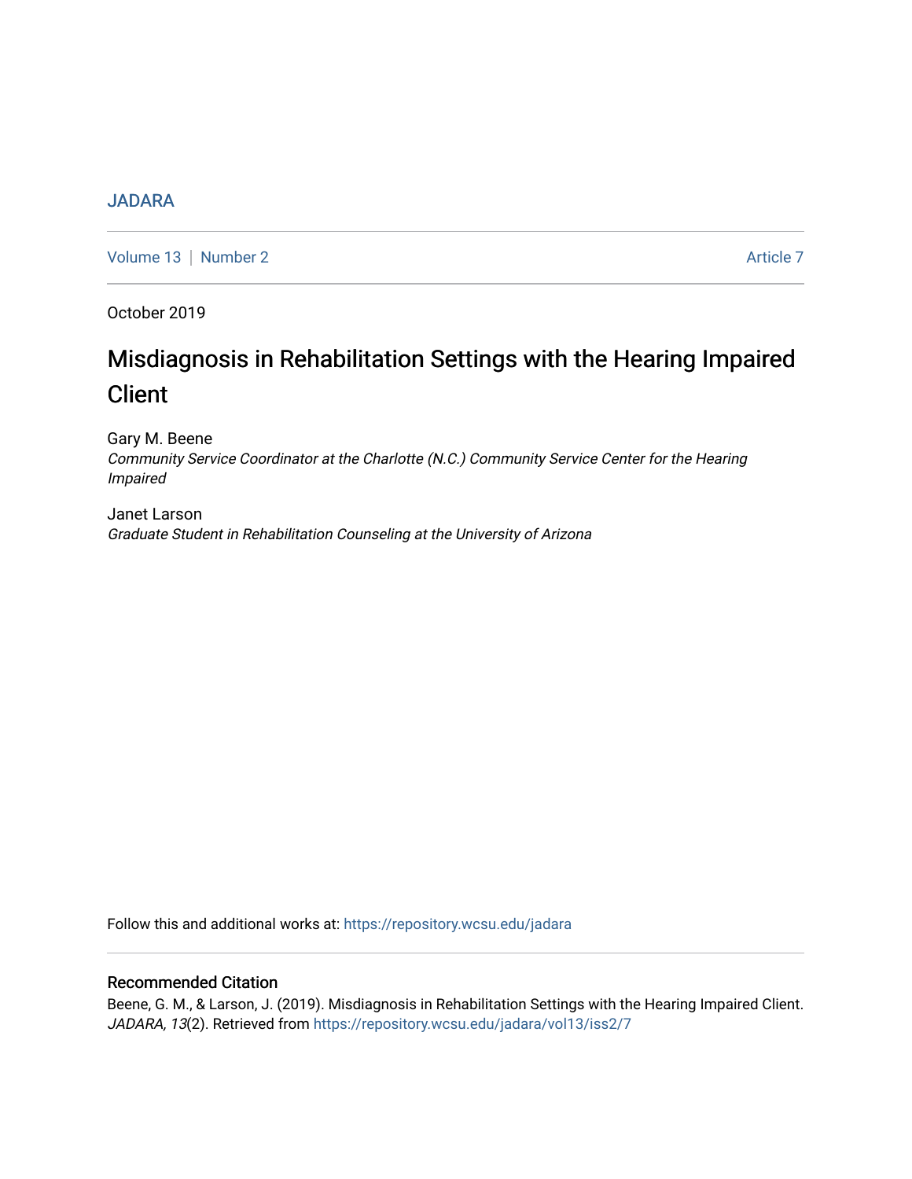JADARA

Volume 13 | Number 2 Article 7

October 2019

# Misdiagnosis in Rehabilitation Settings with the Hearing Impaired Client

Gary M. Beene
*Community Service Coordinator at the Charlotte (N.C.) Community Service Center for the Hearing Impaired*

Janet Larson
*Graduate Student in Rehabilitation Counseling at the University of Arizona*

Follow this and additional works at: https://repository.wcsu.edu/jadara

## Recommended Citation

Beene, G. M., & Larson, J. (2019). Misdiagnosis in Rehabilitation Settings with the Hearing Impaired Client. *JADARA, 13*(2). Retrieved from https://repository.wcsu.edu/jadara/vol13/iss2/7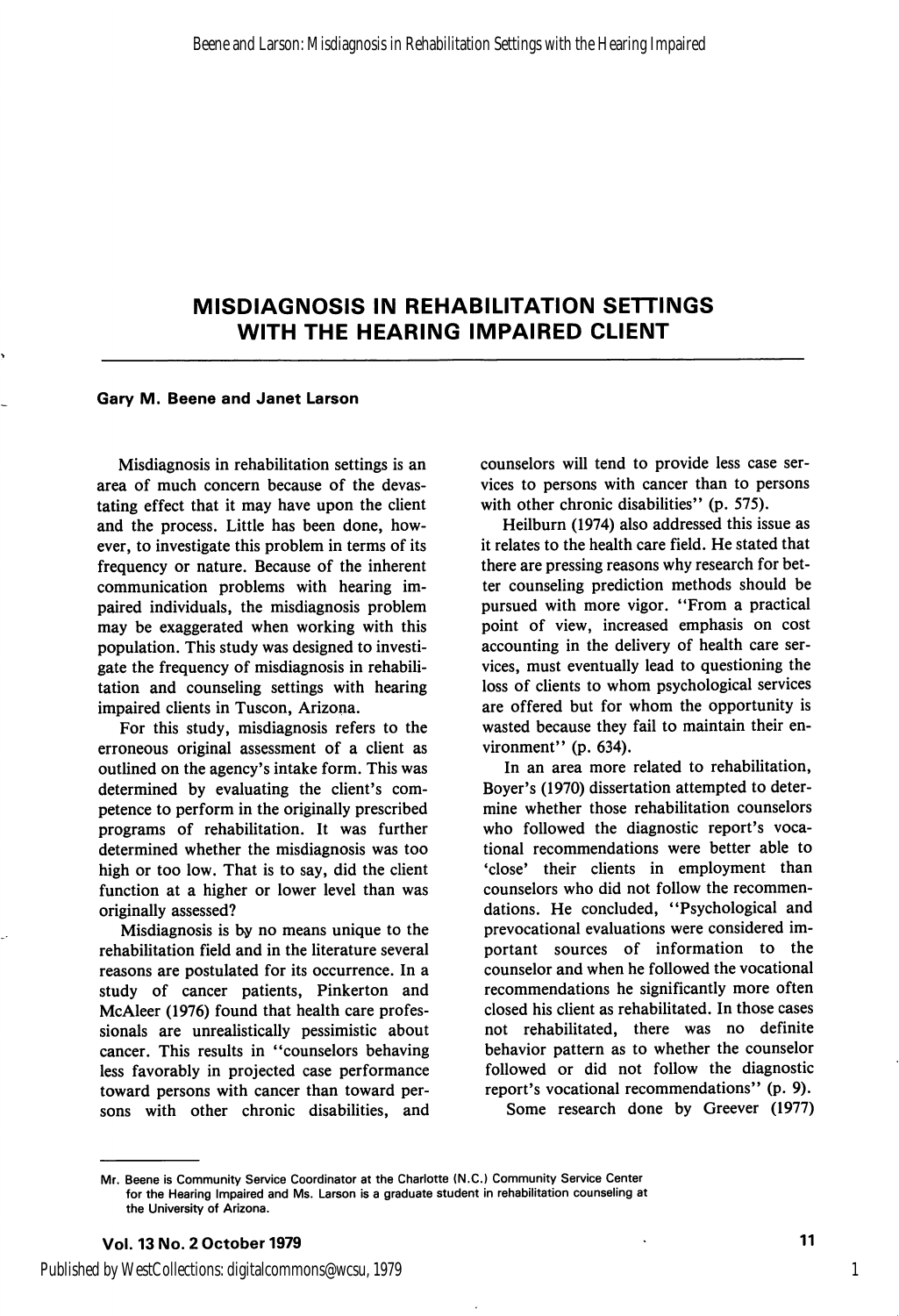# MISDIAGNOSIS IN REHABILITATION SETTINGS WITH THE HEARING IMPAIRED CLIENT

**Gary M. Beene and Janet Larson**

Misdiagnosis in rehabilitation settings is an area of much concern because of the devastating effect that it may have upon the client and the process. Little has been done, however, to investigate this problem in terms of its frequency or nature. Because of the inherent communication problems with hearing impaired individuals, the misdiagnosis problem may be exaggerated when working with this population. This study was designed to investigate the frequency of misdiagnosis in rehabilitation and counseling settings with hearing impaired clients in Tuscon, Arizona.

For this study, misdiagnosis refers to the erroneous original assessment of a client as outlined on the agency's intake form. This was determined by evaluating the client's competence to perform in the originally prescribed programs of rehabilitation. It was further determined whether the misdiagnosis was too high or too low. That is to say, did the client function at a higher or lower level than was originally assessed?

Misdiagnosis is by no means unique to the rehabilitation field and in the literature several reasons are postulated for its occurrence. In a study of cancer patients, Pinkerton and McAleer (1976) found that health care professionals are unrealistically pessimistic about cancer. This results in "counselors behaving less favorably in projected case performance toward persons with cancer than toward persons with other chronic disabilities, and counselors will tend to provide less case services to persons with cancer than to persons with other chronic disabilities" (p. 575).

Heilburn (1974) also addressed this issue as it relates to the health care field. He stated that there are pressing reasons why research for better counseling prediction methods should be pursued with more vigor. "From a practical point of view, increased emphasis on cost accounting in the delivery of health care services, must eventually lead to questioning the loss of clients to whom psychological services are offered but for whom the opportunity is wasted because they fail to maintain their environment" (p. 634).

In an area more related to rehabilitation, Boyer's (1970) dissertation attempted to determine whether those rehabilitation counselors who followed the diagnostic report's vocational recommendations were better able to 'close' their clients in employment than counselors who did not follow the recommendations. He concluded, "Psychological and prevocational evaluations were considered important sources of information to the counselor and when he followed the vocational recommendations he significantly more often closed his client as rehabilitated. In those cases not rehabilitated, there was no definite behavior pattern as to whether the counselor followed or did not follow the diagnostic report's vocational recommendations" (p. 9).

Some research done by Greever (1977)

---

Mr. Beene is Community Service Coordinator at the Charlotte (N.C.) Community Service Center for the Hearing Impaired and Ms. Larson is a graduate student in rehabilitation counseling at the University of Arizona.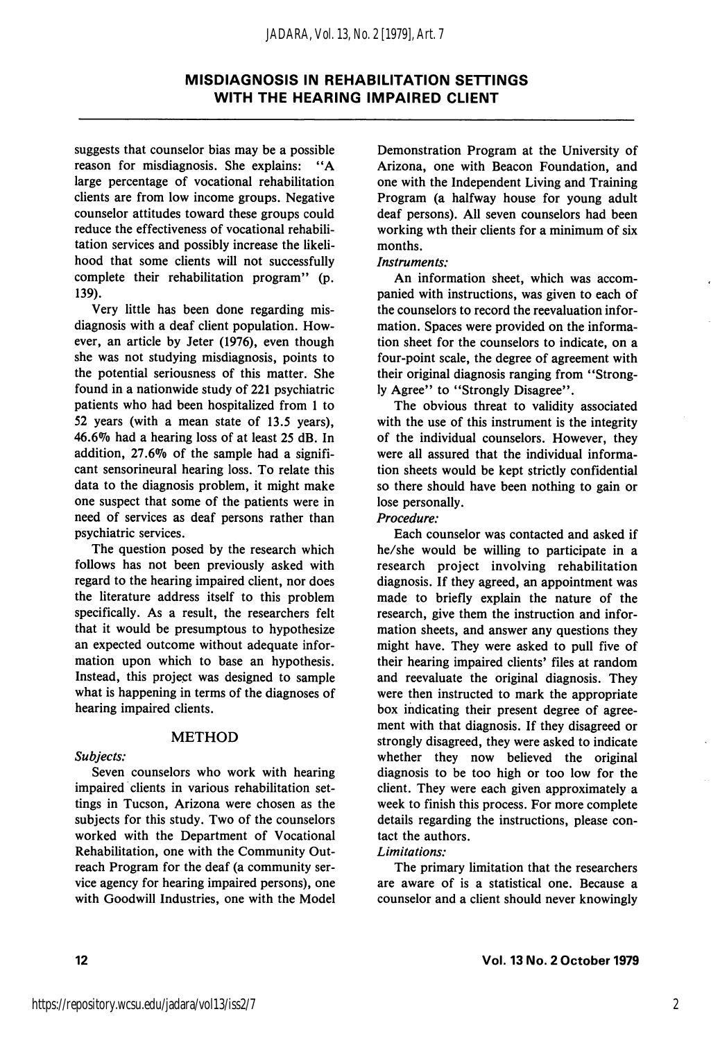suggests that counselor bias may be a possible reason for misdiagnosis. She explains: "A large percentage of vocational rehabilitation clients are from low income groups. Negative counselor attitudes toward these groups could reduce the effectiveness of vocational rehabilitation services and possibly increase the likelihood that some clients will not successfully complete their rehabilitation program" (p. 139).

Very little has been done regarding misdiagnosis with a deaf client population. However, an article by Jeter (1976), even though she was not studying misdiagnosis, points to the potential seriousness of this matter. She found in a nationwide study of 221 psychiatric patients who had been hospitalized from 1 to 52 years (with a mean state of 13.5 years), 46.6% had a hearing loss of at least 25 dB. In addition, 27.6% of the sample had a significant sensorineural hearing loss. To relate this data to the diagnosis problem, it might make one suspect that some of the patients were in need of services as deaf persons rather than psychiatric services.

The question posed by the research which follows has not been previously asked with regard to the hearing impaired client, nor does the literature address itself to this problem specifically. As a result, the researchers felt that it would be presumptous to hypothesize an expected outcome without adequate information upon which to base an hypothesis. Instead, this project was designed to sample what is happening in terms of the diagnoses of hearing impaired clients.

## METHOD

*Subjects:*

Seven counselors who work with hearing impaired clients in various rehabilitation settings in Tucson, Arizona were chosen as the subjects for this study. Two of the counselors worked with the Department of Vocational Rehabilitation, one with the Community Outreach Program for the deaf (a community service agency for hearing impaired persons), one with Goodwill Industries, one with the Model Demonstration Program at the University of Arizona, one with Beacon Foundation, and one with the Independent Living and Training Program (a halfway house for young adult deaf persons). All seven counselors had been working wth their clients for a minimum of six months.

*Instruments:*

An information sheet, which was accompanied with instructions, was given to each of the counselors to record the reevaluation information. Spaces were provided on the information sheet for the counselors to indicate, on a four-point scale, the degree of agreement with their original diagnosis ranging from "Strongly Agree" to "Strongly Disagree".

The obvious threat to validity associated with the use of this instrument is the integrity of the individual counselors. However, they were all assured that the individual information sheets would be kept strictly confidential so there should have been nothing to gain or lose personally.

*Procedure:*

Each counselor was contacted and asked if he/she would be willing to participate in a research project involving rehabilitation diagnosis. If they agreed, an appointment was made to briefly explain the nature of the research, give them the instruction and information sheets, and answer any questions they might have. They were asked to pull five of their hearing impaired clients' files at random and reevaluate the original diagnosis. They were then instructed to mark the appropriate box indicating their present degree of agreement with that diagnosis. If they disagreed or strongly disagreed, they were asked to indicate whether they now believed the original diagnosis to be too high or too low for the client. They were each given approximately a week to finish this process. For more complete details regarding the instructions, please contact the authors.

*Limitations:*

The primary limitation that the researchers are aware of is a statistical one. Because a counselor and a client should never knowingly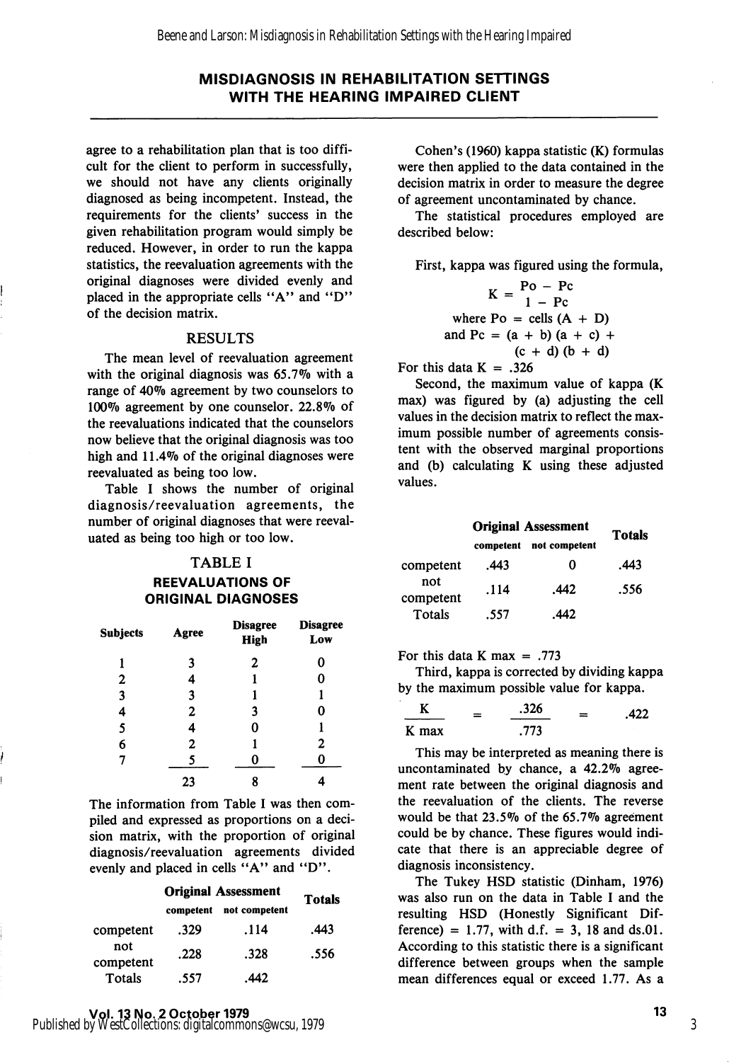agree to a rehabilitation plan that is too difficult for the client to perform in successfully, we should not have any clients originally diagnosed as being incompetent. Instead, the requirements for the clients' success in the given rehabilitation program would simply be reduced. However, in order to run the kappa statistics, the reevaluation agreements with the original diagnoses were divided evenly and placed in the appropriate cells "A" and "D" of the decision matrix.

## RESULTS

The mean level of reevaluation agreement with the original diagnosis was 65.7% with a range of 40% agreement by two counselors to 100% agreement by one counselor. 22.8% of the reevaluations indicated that the counselors now believe that the original diagnosis was too high and 11.4% of the original diagnoses were reevaluated as being too low.

Table I shows the number of original diagnosis/reevaluation agreements, the number of original diagnoses that were reevaluated as being too high or too low.

### TABLE I
### REEVALUATIONS OF ORIGINAL DIAGNOSES

| Subjects | Agree | Disagree High | Disagree Low |
|---|---|---|---|
| 1 | 3 | 2 | 0 |
| 2 | 4 | 1 | 0 |
| 3 | 3 | 1 | 1 |
| 4 | 2 | 3 | 0 |
| 5 | 4 | 0 | 1 |
| 6 | 2 | 1 | 2 |
| 7 | 5 | 0 | 0 |
| | 23 | 8 | 4 |

The information from Table I was then compiled and expressed as proportions on a decision matrix, with the proportion of original diagnosis/reevaluation agreements divided evenly and placed in cells "A" and "D".

| | Original Assessment | | Totals |
|---|---|---|---|
| | competent | not competent | |
| competent | .329 | .114 | .443 |
| not competent | .228 | .328 | .556 |
| Totals | .557 | .442 | |

Cohen's (1960) kappa statistic (K) formulas were then applied to the data contained in the decision matrix in order to measure the degree of agreement uncontaminated by chance.

The statistical procedures employed are described below:

First, kappa was figured using the formula,

$$K = \frac{Po - Pc}{1 - Pc}$$

where Po = cells (A + D)

and Pc = (a + b) (a + c) + (c + d) (b + d)

For this data K = .326

Second, the maximum value of kappa (K max) was figured by (a) adjusting the cell values in the decision matrix to reflect the maximum possible number of agreements consistent with the observed marginal proportions and (b) calculating K using these adjusted values.

| | Original Assessment | | Totals |
|---|---|---|---|
| | competent | not competent | |
| competent | .443 | 0 | .443 |
| not competent | .114 | .442 | .556 |
| Totals | .557 | .442 | |

For this data K max = .773

Third, kappa is corrected by dividing kappa by the maximum possible value for kappa.

$$\frac{K}{K \max} = \frac{.326}{.773} = .422$$

This may be interpreted as meaning there is uncontaminated by chance, a 42.2% agreement rate between the original diagnosis and the reevaluation of the clients. The reverse would be that 23.5% of the 65.7% agreement could be by chance. These figures would indicate that there is an appreciable degree of diagnosis inconsistency.

The Tukey HSD statistic (Dinham, 1976) was also run on the data in Table I and the resulting HSD (Honestly Significant Difference) = 1.77, with d.f. = 3, 18 and ds.01. According to this statistic there is a significant difference between groups when the sample mean differences equal or exceed 1.77. As a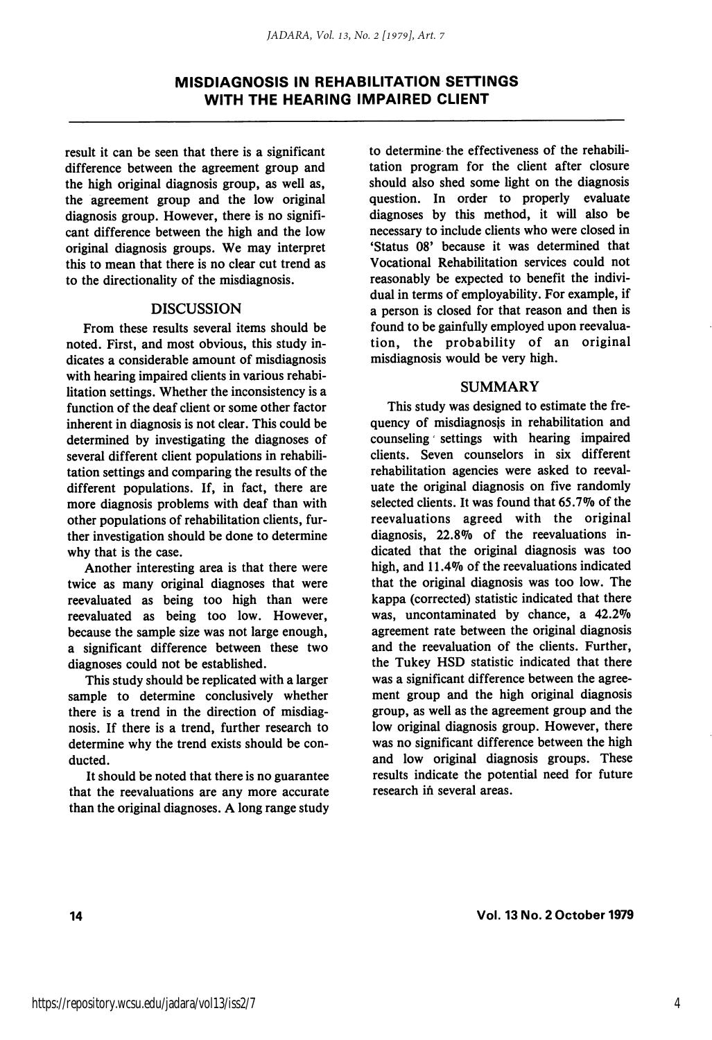result it can be seen that there is a significant difference between the agreement group and the high original diagnosis group, as well as, the agreement group and the low original diagnosis group. However, there is no significant difference between the high and the low original diagnosis groups. We may interpret this to mean that there is no clear cut trend as to the directionality of the misdiagnosis.

## DISCUSSION

From these results several items should be noted. First, and most obvious, this study indicates a considerable amount of misdiagnosis with hearing impaired clients in various rehabilitation settings. Whether the inconsistency is a function of the deaf client or some other factor inherent in diagnosis is not clear. This could be determined by investigating the diagnoses of several different client populations in rehabilitation settings and comparing the results of the different populations. If, in fact, there are more diagnosis problems with deaf than with other populations of rehabilitation clients, further investigation should be done to determine why that is the case.

Another interesting area is that there were twice as many original diagnoses that were reevaluated as being too high than were reevaluated as being too low. However, because the sample size was not large enough, a significant difference between these two diagnoses could not be established.

This study should be replicated with a larger sample to determine conclusively whether there is a trend in the direction of misdiagnosis. If there is a trend, further research to determine why the trend exists should be conducted.

It should be noted that there is no guarantee that the reevaluations are any more accurate than the original diagnoses. A long range study to determine the effectiveness of the rehabilitation program for the client after closure should also shed some light on the diagnosis question. In order to properly evaluate diagnoses by this method, it will also be necessary to include clients who were closed in 'Status 08' because it was determined that Vocational Rehabilitation services could not reasonably be expected to benefit the individual in terms of employability. For example, if a person is closed for that reason and then is found to be gainfully employed upon reevaluation, the probability of an original misdiagnosis would be very high.

## SUMMARY

This study was designed to estimate the frequency of misdiagnosis in rehabilitation and counseling settings with hearing impaired clients. Seven counselors in six different rehabilitation agencies were asked to reevaluate the original diagnosis on five randomly selected clients. It was found that 65.7% of the reevaluations agreed with the original diagnosis, 22.8% of the reevaluations indicated that the original diagnosis was too high, and 11.4% of the reevaluations indicated that the original diagnosis was too low. The kappa (corrected) statistic indicated that there was, uncontaminated by chance, a 42.2% agreement rate between the original diagnosis and the reevaluation of the clients. Further, the Tukey HSD statistic indicated that there was a significant difference between the agreement group and the high original diagnosis group, as well as the agreement group and the low original diagnosis group. However, there was no significant difference between the high and low original diagnosis groups. These results indicate the potential need for future research in several areas.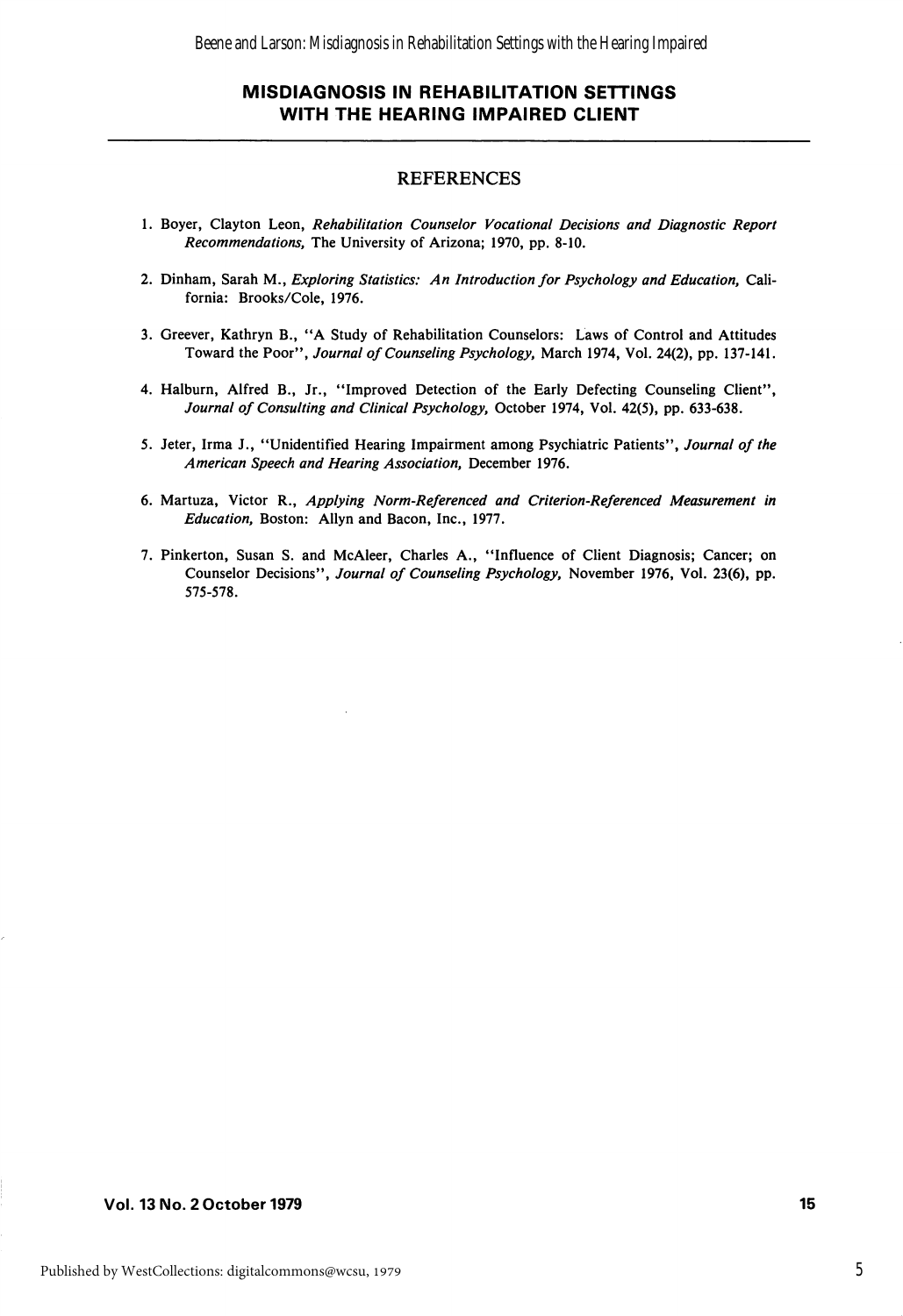## MISDIAGNOSIS IN REHABILITATION SETTINGS WITH THE HEARING IMPAIRED CLIENT

### REFERENCES

1. Boyer, Clayton Leon, *Rehabilitation Counselor Vocational Decisions and Diagnostic Report Recommendations,* The University of Arizona; 1970, pp. 8-10.

2. Dinham, Sarah M., *Exploring Statistics: An Introduction for Psychology and Education,* California: Brooks/Cole, 1976.

3. Greever, Kathryn B., "A Study of Rehabilitation Counselors: Laws of Control and Attitudes Toward the Poor", *Journal of Counseling Psychology,* March 1974, Vol. 24(2), pp. 137-141.

4. Halburn, Alfred B., Jr., "Improved Detection of the Early Defecting Counseling Client", *Journal of Consulting and Clinical Psychology,* October 1974, Vol. 42(5), pp. 633-638.

5. Jeter, Irma J., "Unidentified Hearing Impairment among Psychiatric Patients", *Journal of the American Speech and Hearing Association,* December 1976.

6. Martuza, Victor R., *Applying Norm-Referenced and Criterion-Referenced Measurement in Education,* Boston: Allyn and Bacon, Inc., 1977.

7. Pinkerton, Susan S. and McAleer, Charles A., "Influence of Client Diagnosis; Cancer; on Counselor Decisions", *Journal of Counseling Psychology,* November 1976, Vol. 23(6), pp. 575-578.